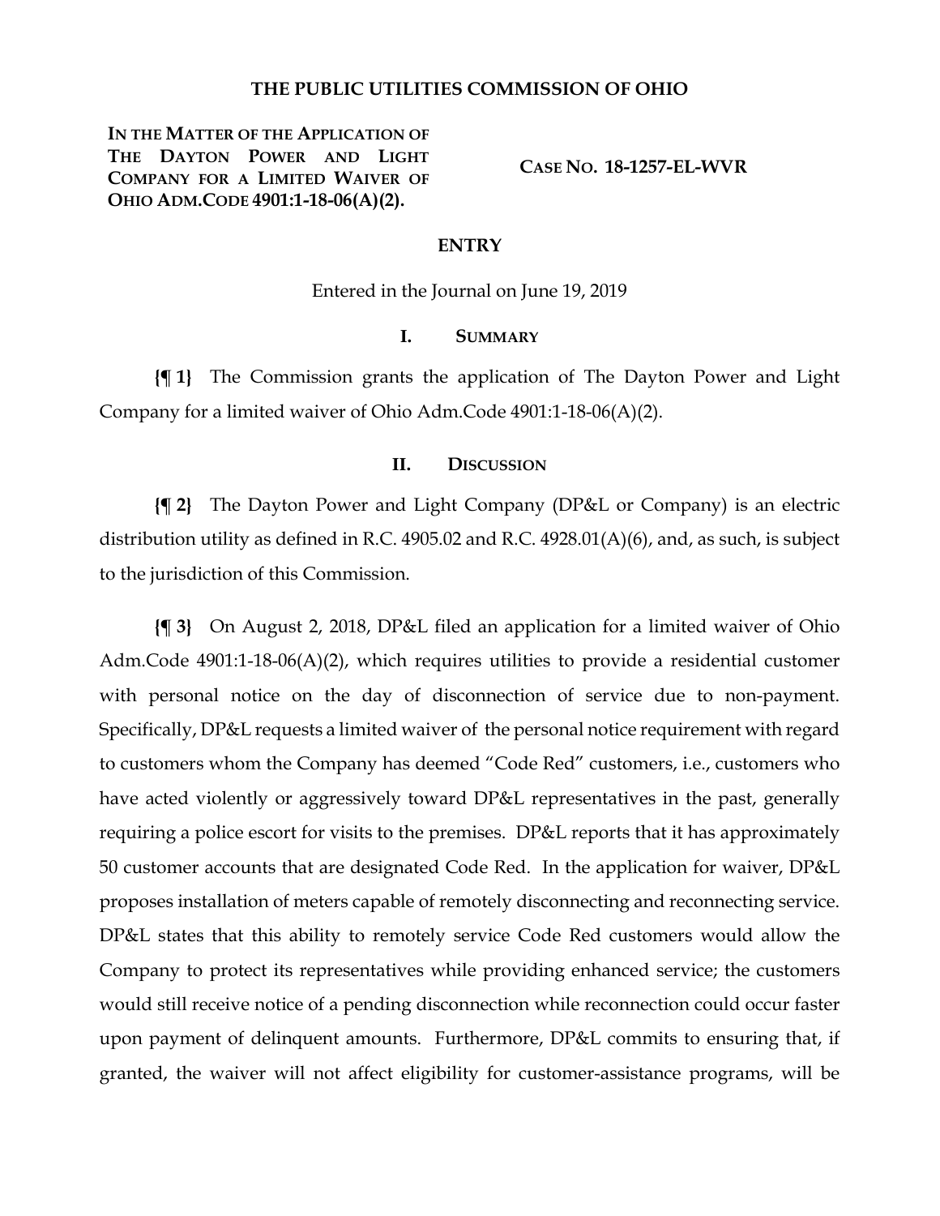# THE PUBLIC UTILITIES COMMISSION OF OHIO

**IN THE MATTER OF THE APPLICATION OF THE DAYTON POWER AND LIGHT COMPANY FOR A LIMITED WAIVER OF OHIO ADM.CODE 4901:1-18-06(A)(2).**

**CASE NO. 18-1257-EL-WVR**

## ENTRY

Entered in the Journal on June 19, 2019

## I. SUMMARY

**{¶ 1}** The Commission grants the application of The Dayton Power and Light Company for a limited waiver of Ohio Adm.Code 4901:1-18-06(A)(2).

## II. DISCUSSION

**{¶ 2}** The Dayton Power and Light Company (DP&L or Company) is an electric distribution utility as defined in R.C. 4905.02 and R.C. 4928.01(A)(6), and, as such, is subject to the jurisdiction of this Commission.

**{¶ 3}** On August 2, 2018, DP&L filed an application for a limited waiver of Ohio Adm.Code 4901:1-18-06(A)(2), which requires utilities to provide a residential customer with personal notice on the day of disconnection of service due to non-payment. Specifically, DP&L requests a limited waiver of the personal notice requirement with regard to customers whom the Company has deemed "Code Red" customers, i.e., customers who have acted violently or aggressively toward DP&L representatives in the past, generally requiring a police escort for visits to the premises. DP&L reports that it has approximately 50 customer accounts that are designated Code Red. In the application for waiver, DP&L proposes installation of meters capable of remotely disconnecting and reconnecting service. DP&L states that this ability to remotely service Code Red customers would allow the Company to protect its representatives while providing enhanced service; the customers would still receive notice of a pending disconnection while reconnection could occur faster upon payment of delinquent amounts. Furthermore, DP&L commits to ensuring that, if granted, the waiver will not affect eligibility for customer-assistance programs, will be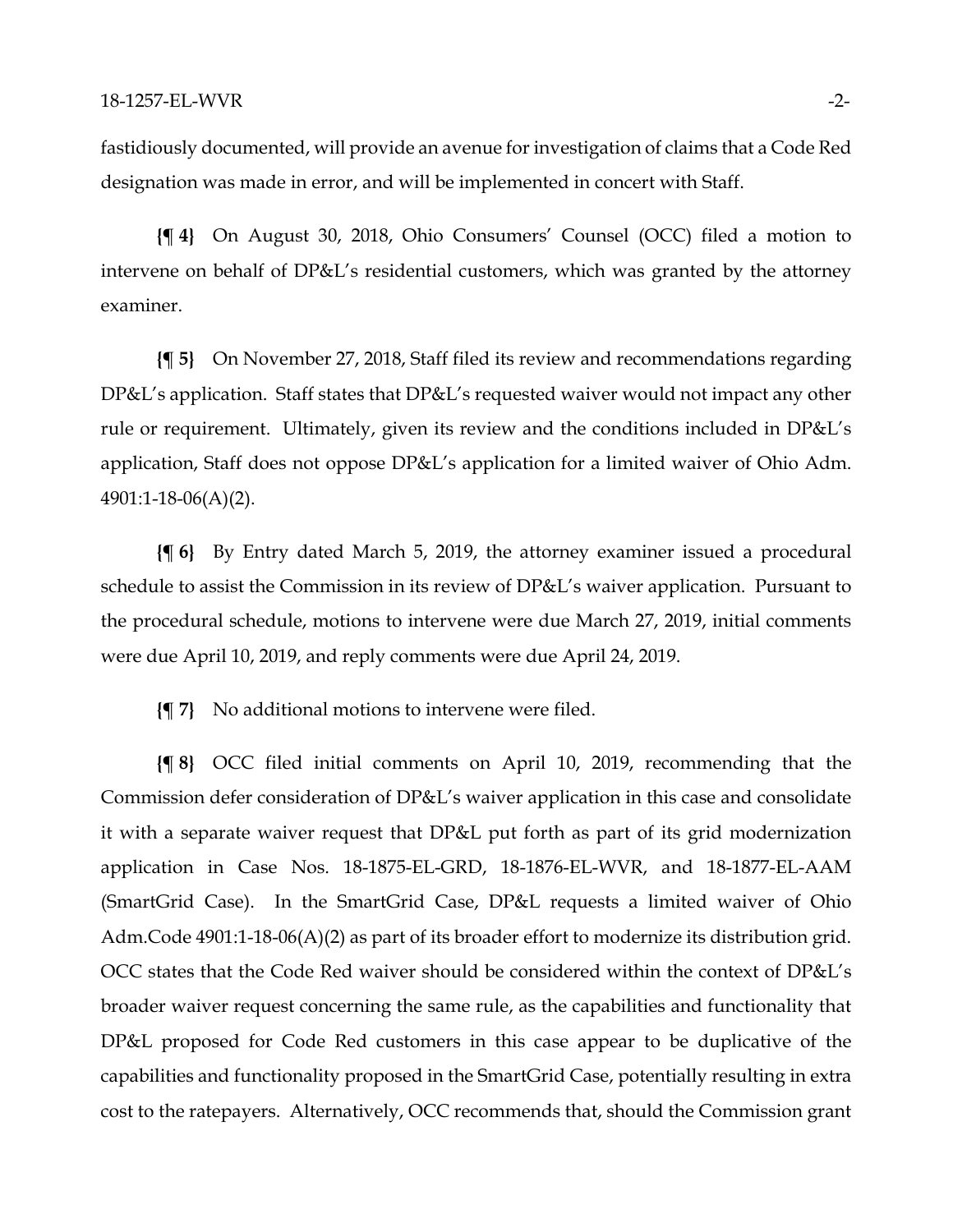fastidiously documented, will provide an avenue for investigation of claims that a Code Red designation was made in error, and will be implemented in concert with Staff.

**{¶ 4}** On August 30, 2018, Ohio Consumers' Counsel (OCC) filed a motion to intervene on behalf of DP&L's residential customers, which was granted by the attorney examiner.

**{¶ 5}** On November 27, 2018, Staff filed its review and recommendations regarding DP&L's application. Staff states that DP&L's requested waiver would not impact any other rule or requirement. Ultimately, given its review and the conditions included in DP&L's application, Staff does not oppose DP&L's application for a limited waiver of Ohio Adm. 4901:1-18-06(A)(2).

**{¶ 6}** By Entry dated March 5, 2019, the attorney examiner issued a procedural schedule to assist the Commission in its review of DP&L's waiver application. Pursuant to the procedural schedule, motions to intervene were due March 27, 2019, initial comments were due April 10, 2019, and reply comments were due April 24, 2019.

**{¶ 7}** No additional motions to intervene were filed.

**{¶ 8}** OCC filed initial comments on April 10, 2019, recommending that the Commission defer consideration of DP&L's waiver application in this case and consolidate it with a separate waiver request that DP&L put forth as part of its grid modernization application in Case Nos. 18-1875-EL-GRD, 18-1876-EL-WVR, and 18-1877-EL-AAM (SmartGrid Case). In the SmartGrid Case, DP&L requests a limited waiver of Ohio Adm.Code 4901:1-18-06(A)(2) as part of its broader effort to modernize its distribution grid. OCC states that the Code Red waiver should be considered within the context of DP&L's broader waiver request concerning the same rule, as the capabilities and functionality that DP&L proposed for Code Red customers in this case appear to be duplicative of the capabilities and functionality proposed in the SmartGrid Case, potentially resulting in extra cost to the ratepayers. Alternatively, OCC recommends that, should the Commission grant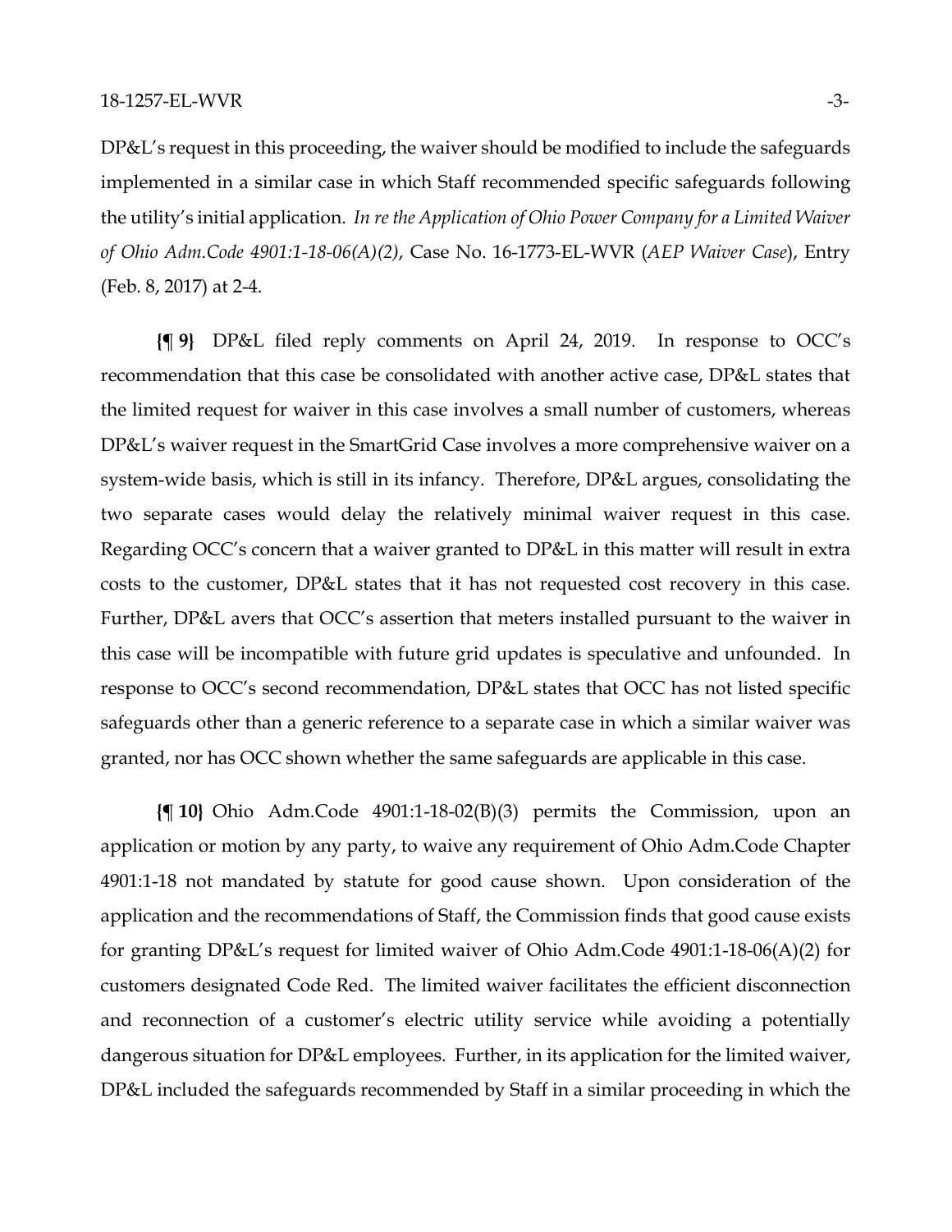DP&L's request in this proceeding, the waiver should be modified to include the safeguards implemented in a similar case in which Staff recommended specific safeguards following the utility's initial application. *In re the Application of Ohio Power Company for a Limited Waiver of Ohio Adm.Code 4901:1-18-06(A)(2)*, Case No. 16-1773-EL-WVR (*AEP Waiver Case*), Entry (Feb. 8, 2017) at 2-4.

**{¶ 9}** DP&L filed reply comments on April 24, 2019. In response to OCC's recommendation that this case be consolidated with another active case, DP&L states that the limited request for waiver in this case involves a small number of customers, whereas DP&L's waiver request in the SmartGrid Case involves a more comprehensive waiver on a system-wide basis, which is still in its infancy. Therefore, DP&L argues, consolidating the two separate cases would delay the relatively minimal waiver request in this case. Regarding OCC's concern that a waiver granted to DP&L in this matter will result in extra costs to the customer, DP&L states that it has not requested cost recovery in this case. Further, DP&L avers that OCC's assertion that meters installed pursuant to the waiver in this case will be incompatible with future grid updates is speculative and unfounded. In response to OCC's second recommendation, DP&L states that OCC has not listed specific safeguards other than a generic reference to a separate case in which a similar waiver was granted, nor has OCC shown whether the same safeguards are applicable in this case.

**{¶ 10}** Ohio Adm.Code 4901:1-18-02(B)(3) permits the Commission, upon an application or motion by any party, to waive any requirement of Ohio Adm.Code Chapter 4901:1-18 not mandated by statute for good cause shown. Upon consideration of the application and the recommendations of Staff, the Commission finds that good cause exists for granting DP&L's request for limited waiver of Ohio Adm.Code 4901:1-18-06(A)(2) for customers designated Code Red. The limited waiver facilitates the efficient disconnection and reconnection of a customer's electric utility service while avoiding a potentially dangerous situation for DP&L employees. Further, in its application for the limited waiver, DP&L included the safeguards recommended by Staff in a similar proceeding in which the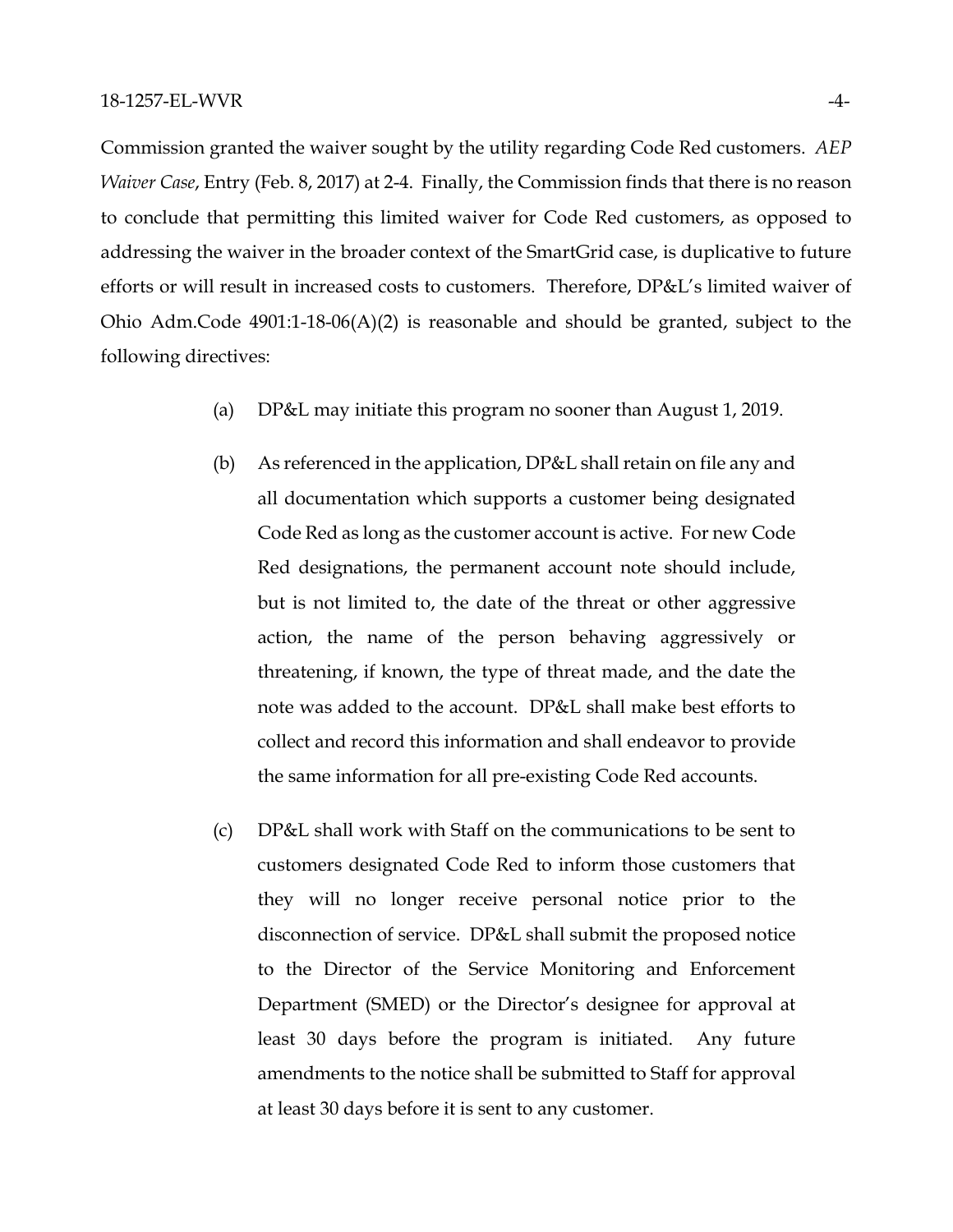Commission granted the waiver sought by the utility regarding Code Red customers. *AEP Waiver Case*, Entry (Feb. 8, 2017) at 2-4. Finally, the Commission finds that there is no reason to conclude that permitting this limited waiver for Code Red customers, as opposed to addressing the waiver in the broader context of the SmartGrid case, is duplicative to future efforts or will result in increased costs to customers. Therefore, DP&L's limited waiver of Ohio Adm.Code 4901:1-18-06(A)(2) is reasonable and should be granted, subject to the following directives:

(a) DP&L may initiate this program no sooner than August 1, 2019.

(b) As referenced in the application, DP&L shall retain on file any and all documentation which supports a customer being designated Code Red as long as the customer account is active. For new Code Red designations, the permanent account note should include, but is not limited to, the date of the threat or other aggressive action, the name of the person behaving aggressively or threatening, if known, the type of threat made, and the date the note was added to the account. DP&L shall make best efforts to collect and record this information and shall endeavor to provide the same information for all pre-existing Code Red accounts.

(c) DP&L shall work with Staff on the communications to be sent to customers designated Code Red to inform those customers that they will no longer receive personal notice prior to the disconnection of service. DP&L shall submit the proposed notice to the Director of the Service Monitoring and Enforcement Department (SMED) or the Director's designee for approval at least 30 days before the program is initiated. Any future amendments to the notice shall be submitted to Staff for approval at least 30 days before it is sent to any customer.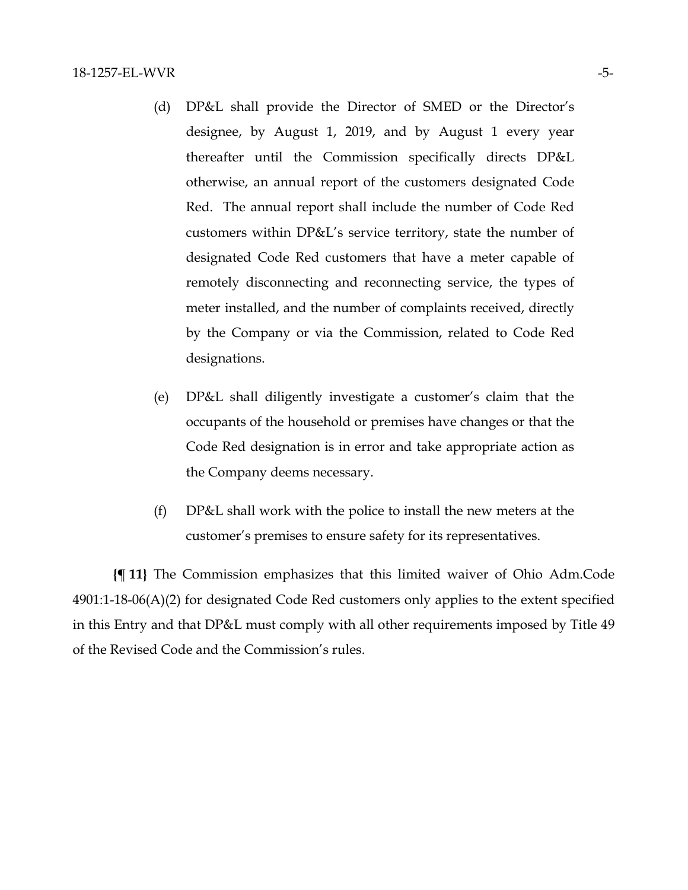(d) DP&L shall provide the Director of SMED or the Director's designee, by August 1, 2019, and by August 1 every year thereafter until the Commission specifically directs DP&L otherwise, an annual report of the customers designated Code Red. The annual report shall include the number of Code Red customers within DP&L's service territory, state the number of designated Code Red customers that have a meter capable of remotely disconnecting and reconnecting service, the types of meter installed, and the number of complaints received, directly by the Company or via the Commission, related to Code Red designations.

(e) DP&L shall diligently investigate a customer's claim that the occupants of the household or premises have changes or that the Code Red designation is in error and take appropriate action as the Company deems necessary.

(f) DP&L shall work with the police to install the new meters at the customer's premises to ensure safety for its representatives.

**{¶ 11}** The Commission emphasizes that this limited waiver of Ohio Adm.Code 4901:1-18-06(A)(2) for designated Code Red customers only applies to the extent specified in this Entry and that DP&L must comply with all other requirements imposed by Title 49 of the Revised Code and the Commission's rules.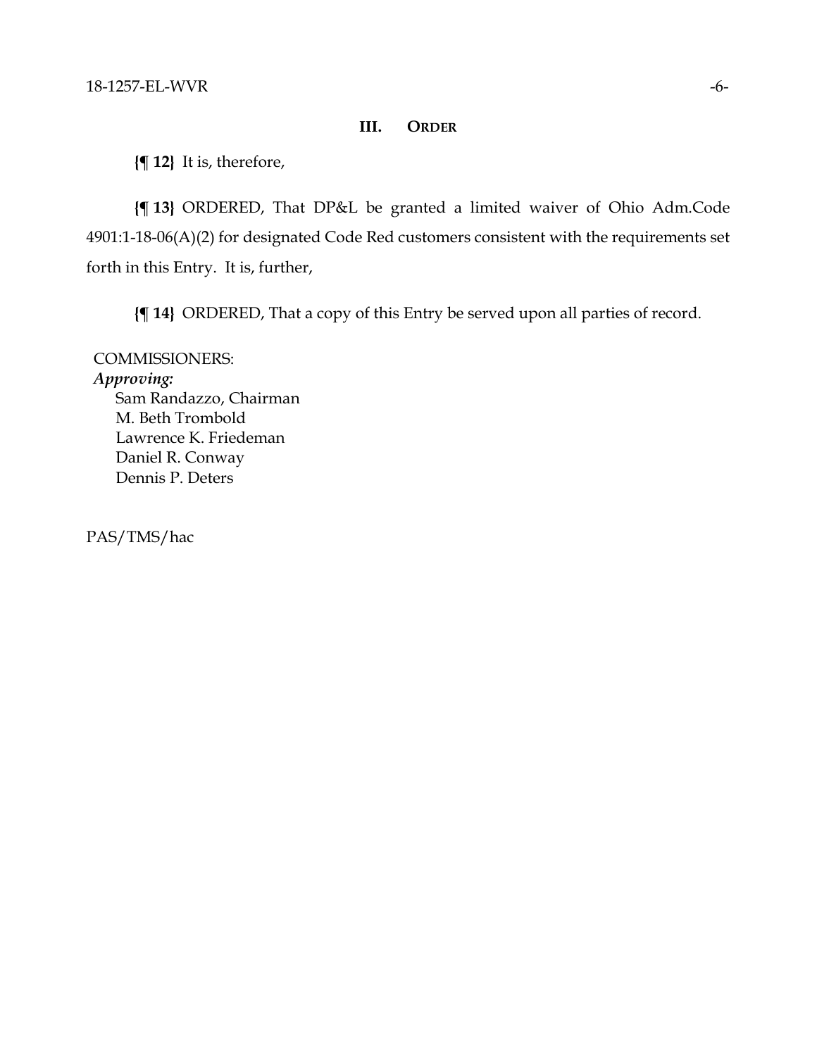## III. ORDER

**{¶ 12}** It is, therefore,

**{¶ 13}** ORDERED, That DP&L be granted a limited waiver of Ohio Adm.Code 4901:1-18-06(A)(2) for designated Code Red customers consistent with the requirements set forth in this Entry. It is, further,

**{¶ 14}** ORDERED, That a copy of this Entry be served upon all parties of record.

COMMISSIONERS:
*Approving:*
Sam Randazzo, Chairman
M. Beth Trombold
Lawrence K. Friedeman
Daniel R. Conway
Dennis P. Deters

PAS/TMS/hac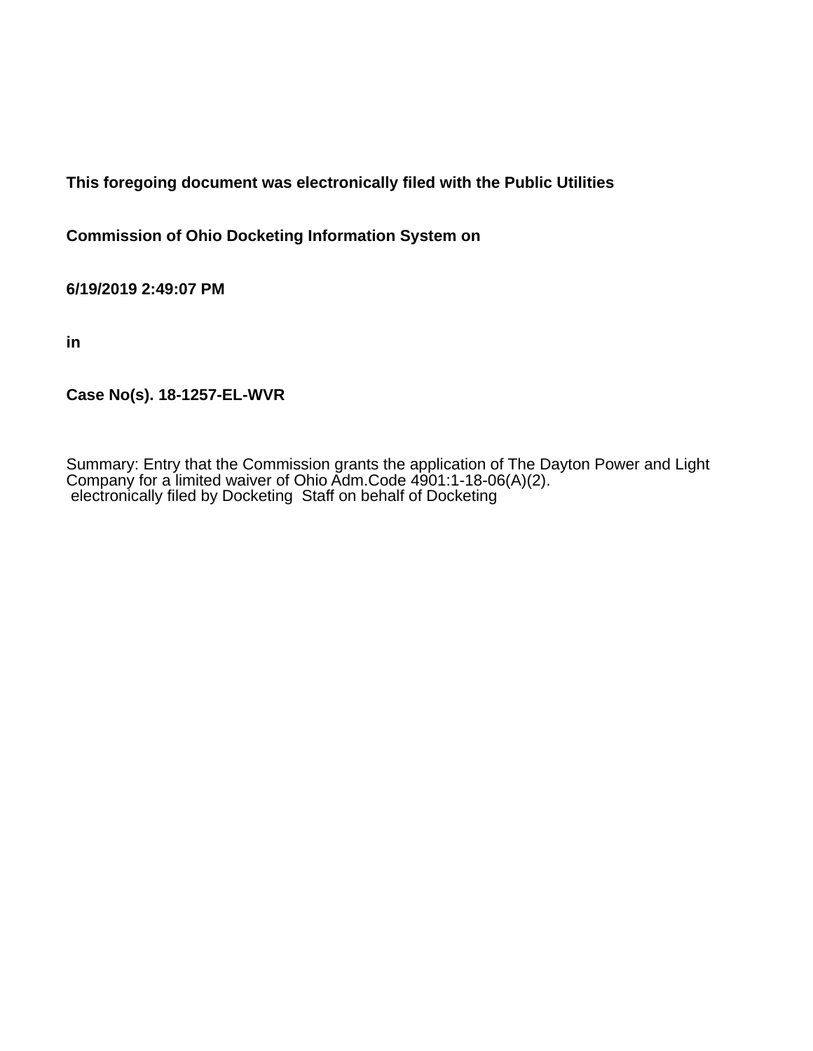**This foregoing document was electronically filed with the Public Utilities**

**Commission of Ohio Docketing Information System on**

**6/19/2019 2:49:07 PM**

**in**

**Case No(s). 18-1257-EL-WVR**

Summary: Entry that the Commission grants the application of The Dayton Power and Light Company for a limited waiver of Ohio Adm.Code 4901:1-18-06(A)(2).
electronically filed by Docketing Staff on behalf of Docketing